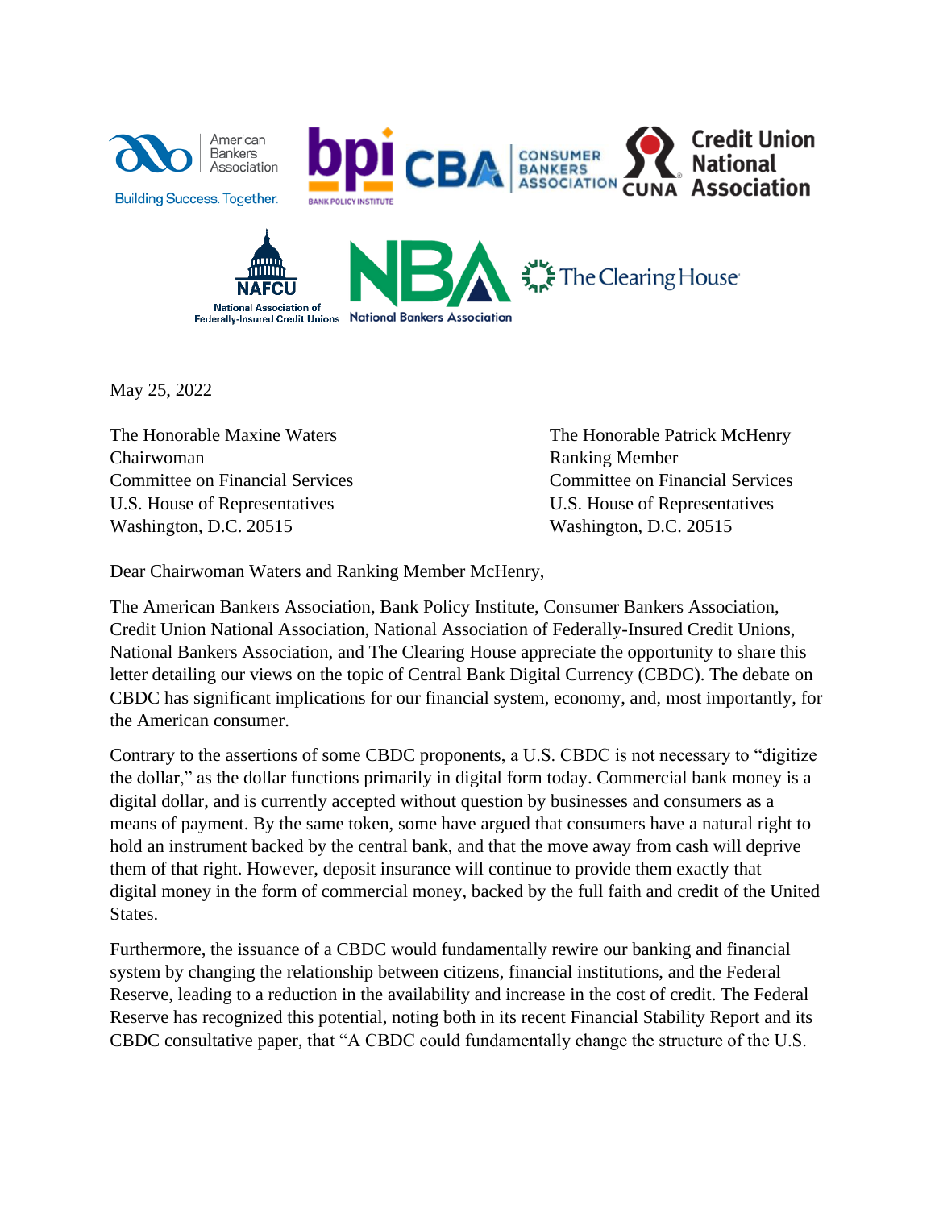May 25, 2022

The Honorable Maxine Waters
Chairwoman
Committee on Financial Services
U.S. House of Representatives
Washington, D.C. 20515

The Honorable Patrick McHenry
Ranking Member
Committee on Financial Services
U.S. House of Representatives
Washington, D.C. 20515

Dear Chairwoman Waters and Ranking Member McHenry,

The American Bankers Association, Bank Policy Institute, Consumer Bankers Association, Credit Union National Association, National Association of Federally-Insured Credit Unions, National Bankers Association, and The Clearing House appreciate the opportunity to share this letter detailing our views on the topic of Central Bank Digital Currency (CBDC). The debate on CBDC has significant implications for our financial system, economy, and, most importantly, for the American consumer.

Contrary to the assertions of some CBDC proponents, a U.S. CBDC is not necessary to "digitize the dollar," as the dollar functions primarily in digital form today. Commercial bank money is a digital dollar, and is currently accepted without question by businesses and consumers as a means of payment. By the same token, some have argued that consumers have a natural right to hold an instrument backed by the central bank, and that the move away from cash will deprive them of that right. However, deposit insurance will continue to provide them exactly that – digital money in the form of commercial money, backed by the full faith and credit of the United States.

Furthermore, the issuance of a CBDC would fundamentally rewire our banking and financial system by changing the relationship between citizens, financial institutions, and the Federal Reserve, leading to a reduction in the availability and increase in the cost of credit. The Federal Reserve has recognized this potential, noting both in its recent Financial Stability Report and its CBDC consultative paper, that "A CBDC could fundamentally change the structure of the U.S.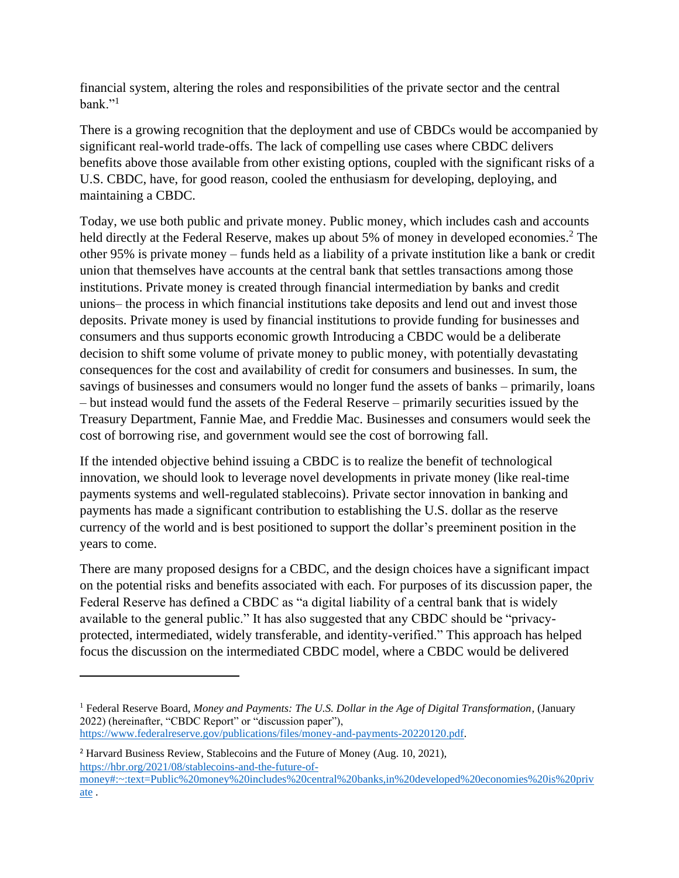financial system, altering the roles and responsibilities of the private sector and the central bank."[1]

There is a growing recognition that the deployment and use of CBDCs would be accompanied by significant real-world trade-offs. The lack of compelling use cases where CBDC delivers benefits above those available from other existing options, coupled with the significant risks of a U.S. CBDC, have, for good reason, cooled the enthusiasm for developing, deploying, and maintaining a CBDC.

Today, we use both public and private money. Public money, which includes cash and accounts held directly at the Federal Reserve, makes up about 5% of money in developed economies.[2] The other 95% is private money – funds held as a liability of a private institution like a bank or credit union that themselves have accounts at the central bank that settles transactions among those institutions. Private money is created through financial intermediation by banks and credit unions– the process in which financial institutions take deposits and lend out and invest those deposits. Private money is used by financial institutions to provide funding for businesses and consumers and thus supports economic growth Introducing a CBDC would be a deliberate decision to shift some volume of private money to public money, with potentially devastating consequences for the cost and availability of credit for consumers and businesses. In sum, the savings of businesses and consumers would no longer fund the assets of banks – primarily, loans – but instead would fund the assets of the Federal Reserve – primarily securities issued by the Treasury Department, Fannie Mae, and Freddie Mac. Businesses and consumers would seek the cost of borrowing rise, and government would see the cost of borrowing fall.

If the intended objective behind issuing a CBDC is to realize the benefit of technological innovation, we should look to leverage novel developments in private money (like real-time payments systems and well-regulated stablecoins). Private sector innovation in banking and payments has made a significant contribution to establishing the U.S. dollar as the reserve currency of the world and is best positioned to support the dollar's preeminent position in the years to come.

There are many proposed designs for a CBDC, and the design choices have a significant impact on the potential risks and benefits associated with each. For purposes of its discussion paper, the Federal Reserve has defined a CBDC as "a digital liability of a central bank that is widely available to the general public." It has also suggested that any CBDC should be "privacy-protected, intermediated, widely transferable, and identity-verified." This approach has helped focus the discussion on the intermediated CBDC model, where a CBDC would be delivered

---

[1] Federal Reserve Board, *Money and Payments: The U.S. Dollar in the Age of Digital Transformation*, (January 2022) (hereinafter, "CBDC Report" or "discussion paper"), https://www.federalreserve.gov/publications/files/money-and-payments-20220120.pdf.

[2] Harvard Business Review, Stablecoins and the Future of Money (Aug. 10, 2021), https://hbr.org/2021/08/stablecoins-and-the-future-of-money#:~:text=Public%20money%20includes%20central%20banks,in%20developed%20economies%20is%20private .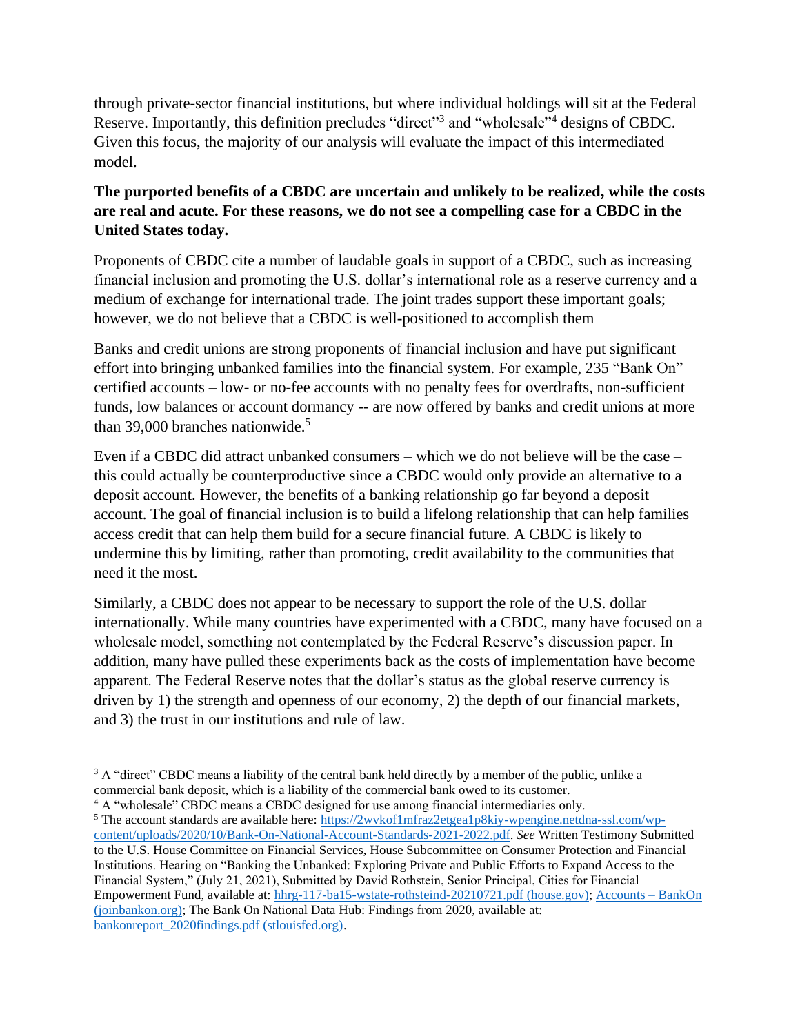through private-sector financial institutions, but where individual holdings will sit at the Federal Reserve. Importantly, this definition precludes "direct"[3] and "wholesale"[4] designs of CBDC. Given this focus, the majority of our analysis will evaluate the impact of this intermediated model.

**The purported benefits of a CBDC are uncertain and unlikely to be realized, while the costs are real and acute. For these reasons, we do not see a compelling case for a CBDC in the United States today.**

Proponents of CBDC cite a number of laudable goals in support of a CBDC, such as increasing financial inclusion and promoting the U.S. dollar's international role as a reserve currency and a medium of exchange for international trade. The joint trades support these important goals; however, we do not believe that a CBDC is well-positioned to accomplish them

Banks and credit unions are strong proponents of financial inclusion and have put significant effort into bringing unbanked families into the financial system. For example, 235 "Bank On" certified accounts – low- or no-fee accounts with no penalty fees for overdrafts, non-sufficient funds, low balances or account dormancy -- are now offered by banks and credit unions at more than 39,000 branches nationwide.[5]

Even if a CBDC did attract unbanked consumers – which we do not believe will be the case – this could actually be counterproductive since a CBDC would only provide an alternative to a deposit account. However, the benefits of a banking relationship go far beyond a deposit account. The goal of financial inclusion is to build a lifelong relationship that can help families access credit that can help them build for a secure financial future. A CBDC is likely to undermine this by limiting, rather than promoting, credit availability to the communities that need it the most.

Similarly, a CBDC does not appear to be necessary to support the role of the U.S. dollar internationally. While many countries have experimented with a CBDC, many have focused on a wholesale model, something not contemplated by the Federal Reserve's discussion paper. In addition, many have pulled these experiments back as the costs of implementation have become apparent. The Federal Reserve notes that the dollar's status as the global reserve currency is driven by 1) the strength and openness of our economy, 2) the depth of our financial markets, and 3) the trust in our institutions and rule of law.

---

[3] A "direct" CBDC means a liability of the central bank held directly by a member of the public, unlike a commercial bank deposit, which is a liability of the commercial bank owed to its customer.

[4] A "wholesale" CBDC means a CBDC designed for use among financial intermediaries only.

[5] The account standards are available here: https://2wvkof1mfraz2etgea1p8kiy-wpengine.netdna-ssl.com/wp-content/uploads/2020/10/Bank-On-National-Account-Standards-2021-2022.pdf. *See* Written Testimony Submitted to the U.S. House Committee on Financial Services, House Subcommittee on Consumer Protection and Financial Institutions. Hearing on "Banking the Unbanked: Exploring Private and Public Efforts to Expand Access to the Financial System," (July 21, 2021), Submitted by David Rothstein, Senior Principal, Cities for Financial Empowerment Fund, available at: hhrg-117-ba15-wstate-rothsteind-20210721.pdf (house.gov); Accounts – BankOn (joinbankon.org); The Bank On National Data Hub: Findings from 2020, available at: bankonreport_2020findings.pdf (stlouisfed.org).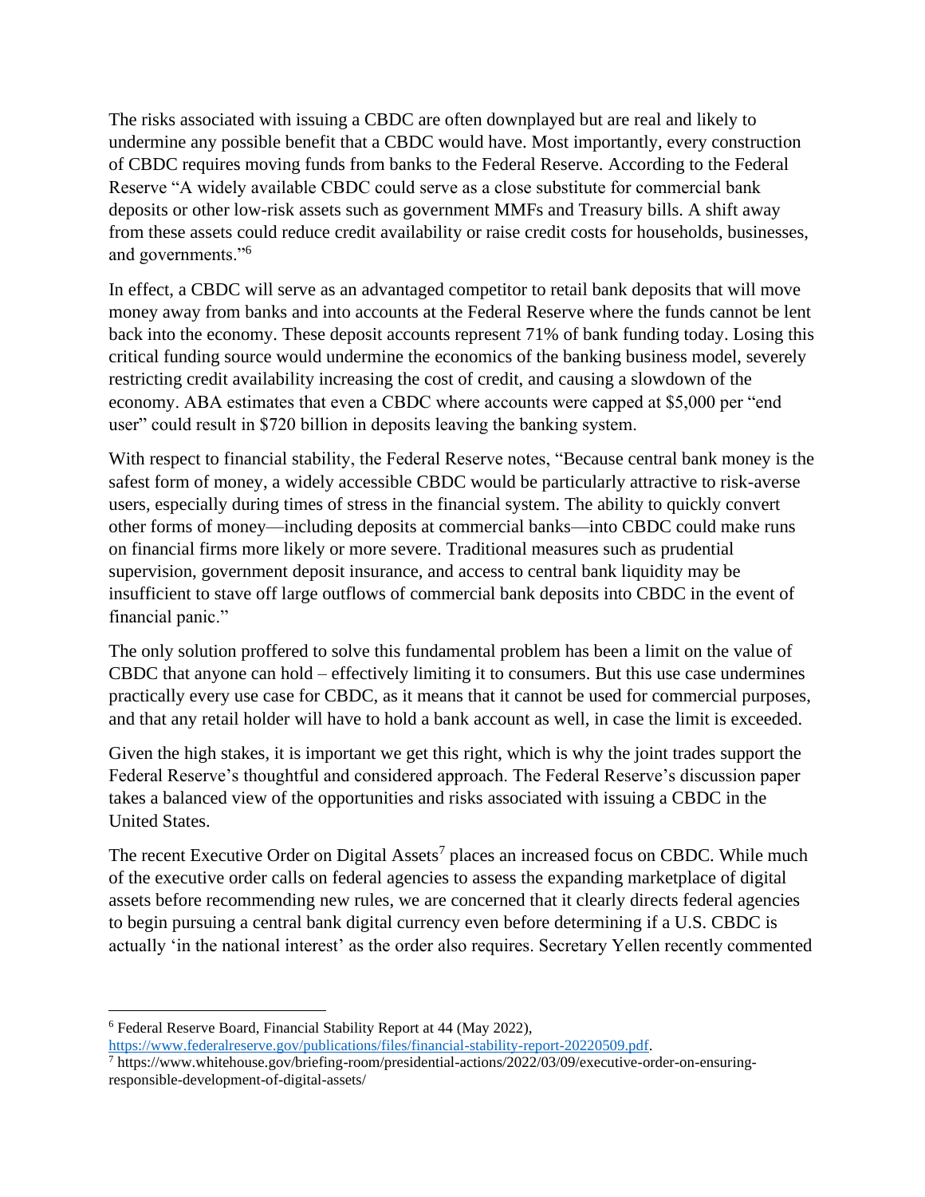The risks associated with issuing a CBDC are often downplayed but are real and likely to undermine any possible benefit that a CBDC would have. Most importantly, every construction of CBDC requires moving funds from banks to the Federal Reserve. According to the Federal Reserve "A widely available CBDC could serve as a close substitute for commercial bank deposits or other low-risk assets such as government MMFs and Treasury bills. A shift away from these assets could reduce credit availability or raise credit costs for households, businesses, and governments."[6]

In effect, a CBDC will serve as an advantaged competitor to retail bank deposits that will move money away from banks and into accounts at the Federal Reserve where the funds cannot be lent back into the economy. These deposit accounts represent 71% of bank funding today. Losing this critical funding source would undermine the economics of the banking business model, severely restricting credit availability increasing the cost of credit, and causing a slowdown of the economy. ABA estimates that even a CBDC where accounts were capped at $5,000 per "end user" could result in $720 billion in deposits leaving the banking system.

With respect to financial stability, the Federal Reserve notes, "Because central bank money is the safest form of money, a widely accessible CBDC would be particularly attractive to risk-averse users, especially during times of stress in the financial system. The ability to quickly convert other forms of money—including deposits at commercial banks—into CBDC could make runs on financial firms more likely or more severe. Traditional measures such as prudential supervision, government deposit insurance, and access to central bank liquidity may be insufficient to stave off large outflows of commercial bank deposits into CBDC in the event of financial panic."

The only solution proffered to solve this fundamental problem has been a limit on the value of CBDC that anyone can hold – effectively limiting it to consumers. But this use case undermines practically every use case for CBDC, as it means that it cannot be used for commercial purposes, and that any retail holder will have to hold a bank account as well, in case the limit is exceeded.

Given the high stakes, it is important we get this right, which is why the joint trades support the Federal Reserve's thoughtful and considered approach. The Federal Reserve's discussion paper takes a balanced view of the opportunities and risks associated with issuing a CBDC in the United States.

The recent Executive Order on Digital Assets[7] places an increased focus on CBDC. While much of the executive order calls on federal agencies to assess the expanding marketplace of digital assets before recommending new rules, we are concerned that it clearly directs federal agencies to begin pursuing a central bank digital currency even before determining if a U.S. CBDC is actually 'in the national interest' as the order also requires. Secretary Yellen recently commented

---

[6] Federal Reserve Board, Financial Stability Report at 44 (May 2022), https://www.federalreserve.gov/publications/files/financial-stability-report-20220509.pdf.

[7] https://www.whitehouse.gov/briefing-room/presidential-actions/2022/03/09/executive-order-on-ensuring-responsible-development-of-digital-assets/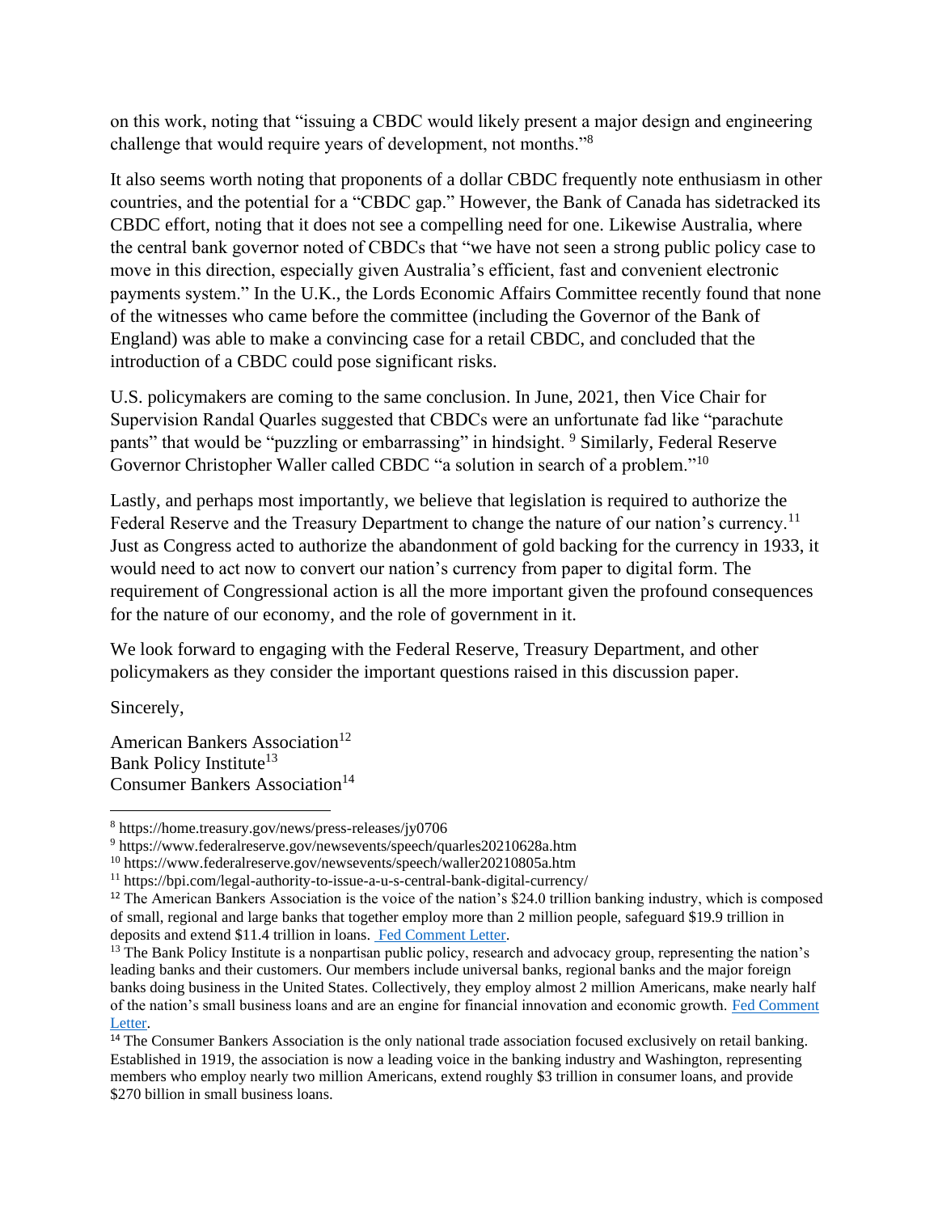on this work, noting that "issuing a CBDC would likely present a major design and engineering challenge that would require years of development, not months."[8]

It also seems worth noting that proponents of a dollar CBDC frequently note enthusiasm in other countries, and the potential for a "CBDC gap." However, the Bank of Canada has sidetracked its CBDC effort, noting that it does not see a compelling need for one. Likewise Australia, where the central bank governor noted of CBDCs that "we have not seen a strong public policy case to move in this direction, especially given Australia's efficient, fast and convenient electronic payments system." In the U.K., the Lords Economic Affairs Committee recently found that none of the witnesses who came before the committee (including the Governor of the Bank of England) was able to make a convincing case for a retail CBDC, and concluded that the introduction of a CBDC could pose significant risks.

U.S. policymakers are coming to the same conclusion. In June, 2021, then Vice Chair for Supervision Randal Quarles suggested that CBDCs were an unfortunate fad like "parachute pants" that would be "puzzling or embarrassing" in hindsight. [9] Similarly, Federal Reserve Governor Christopher Waller called CBDC "a solution in search of a problem."[10]

Lastly, and perhaps most importantly, we believe that legislation is required to authorize the Federal Reserve and the Treasury Department to change the nature of our nation's currency.[11] Just as Congress acted to authorize the abandonment of gold backing for the currency in 1933, it would need to act now to convert our nation's currency from paper to digital form. The requirement of Congressional action is all the more important given the profound consequences for the nature of our economy, and the role of government in it.

We look forward to engaging with the Federal Reserve, Treasury Department, and other policymakers as they consider the important questions raised in this discussion paper.

Sincerely,

American Bankers Association[12]
Bank Policy Institute[13]
Consumer Bankers Association[14]

---

[8] https://home.treasury.gov/news/press-releases/jy0706

[9] https://www.federalreserve.gov/newsevents/speech/quarles20210628a.htm

[10] https://www.federalreserve.gov/newsevents/speech/waller20210805a.htm

[11] https://bpi.com/legal-authority-to-issue-a-u-s-central-bank-digital-currency/

[12] The American Bankers Association is the voice of the nation's $24.0 trillion banking industry, which is composed of small, regional and large banks that together employ more than 2 million people, safeguard $19.9 trillion in deposits and extend $11.4 trillion in loans. Fed Comment Letter.

[13] The Bank Policy Institute is a nonpartisan public policy, research and advocacy group, representing the nation's leading banks and their customers. Our members include universal banks, regional banks and the major foreign banks doing business in the United States. Collectively, they employ almost 2 million Americans, make nearly half of the nation's small business loans and are an engine for financial innovation and economic growth. Fed Comment Letter.

[14] The Consumer Bankers Association is the only national trade association focused exclusively on retail banking. Established in 1919, the association is now a leading voice in the banking industry and Washington, representing members who employ nearly two million Americans, extend roughly $3 trillion in consumer loans, and provide $270 billion in small business loans.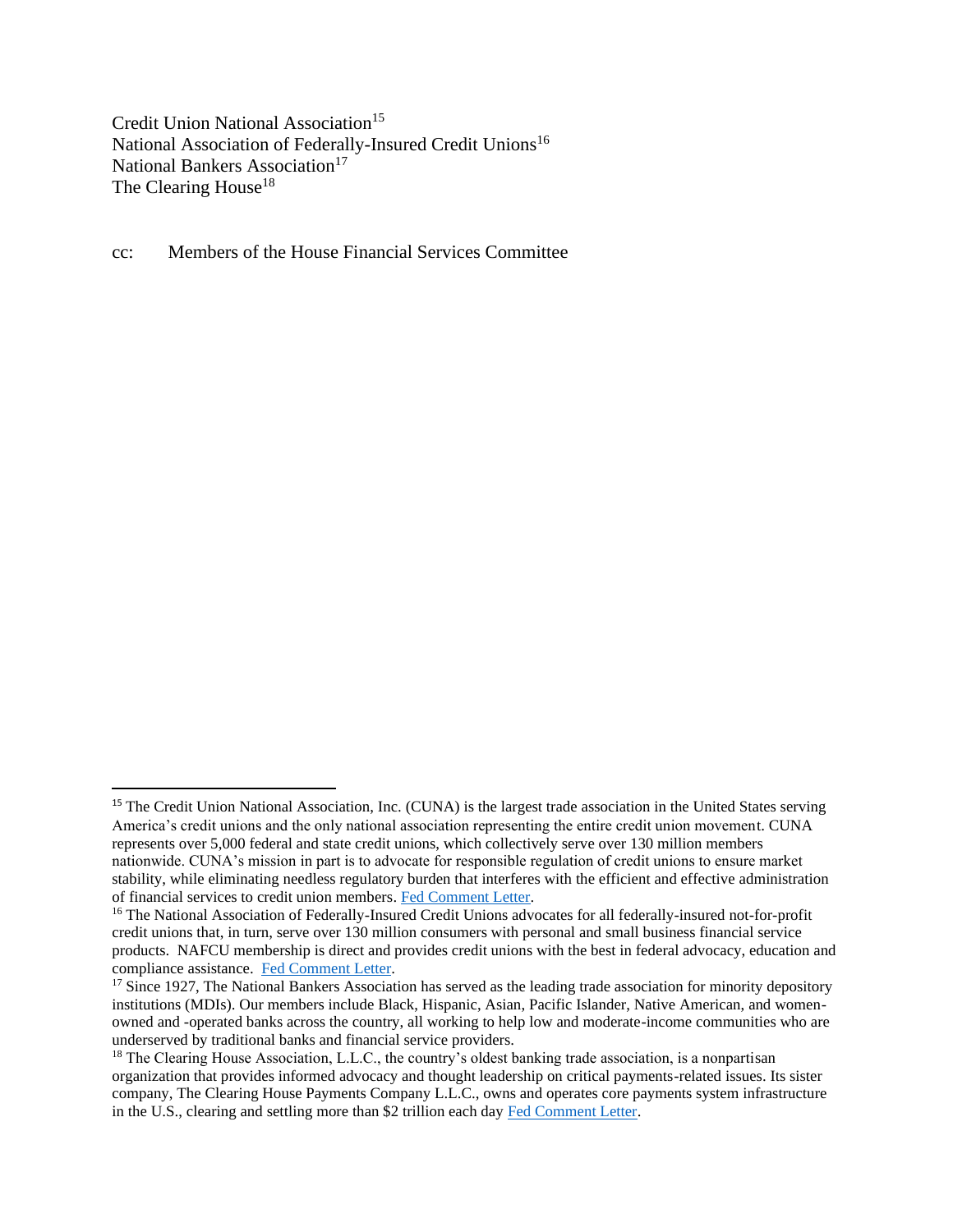Credit Union National Association[15]
National Association of Federally-Insured Credit Unions[16]
National Bankers Association[17]
The Clearing House[18]

cc: Members of the House Financial Services Committee

---

[15] The Credit Union National Association, Inc. (CUNA) is the largest trade association in the United States serving America's credit unions and the only national association representing the entire credit union movement. CUNA represents over 5,000 federal and state credit unions, which collectively serve over 130 million members nationwide. CUNA's mission in part is to advocate for responsible regulation of credit unions to ensure market stability, while eliminating needless regulatory burden that interferes with the efficient and effective administration of financial services to credit union members. Fed Comment Letter.

[16] The National Association of Federally-Insured Credit Unions advocates for all federally-insured not-for-profit credit unions that, in turn, serve over 130 million consumers with personal and small business financial service products. NAFCU membership is direct and provides credit unions with the best in federal advocacy, education and compliance assistance. Fed Comment Letter.

[17] Since 1927, The National Bankers Association has served as the leading trade association for minority depository institutions (MDIs). Our members include Black, Hispanic, Asian, Pacific Islander, Native American, and women-owned and -operated banks across the country, all working to help low and moderate-income communities who are underserved by traditional banks and financial service providers.

[18] The Clearing House Association, L.L.C., the country's oldest banking trade association, is a nonpartisan organization that provides informed advocacy and thought leadership on critical payments-related issues. Its sister company, The Clearing House Payments Company L.L.C., owns and operates core payments system infrastructure in the U.S., clearing and settling more than $2 trillion each day Fed Comment Letter.